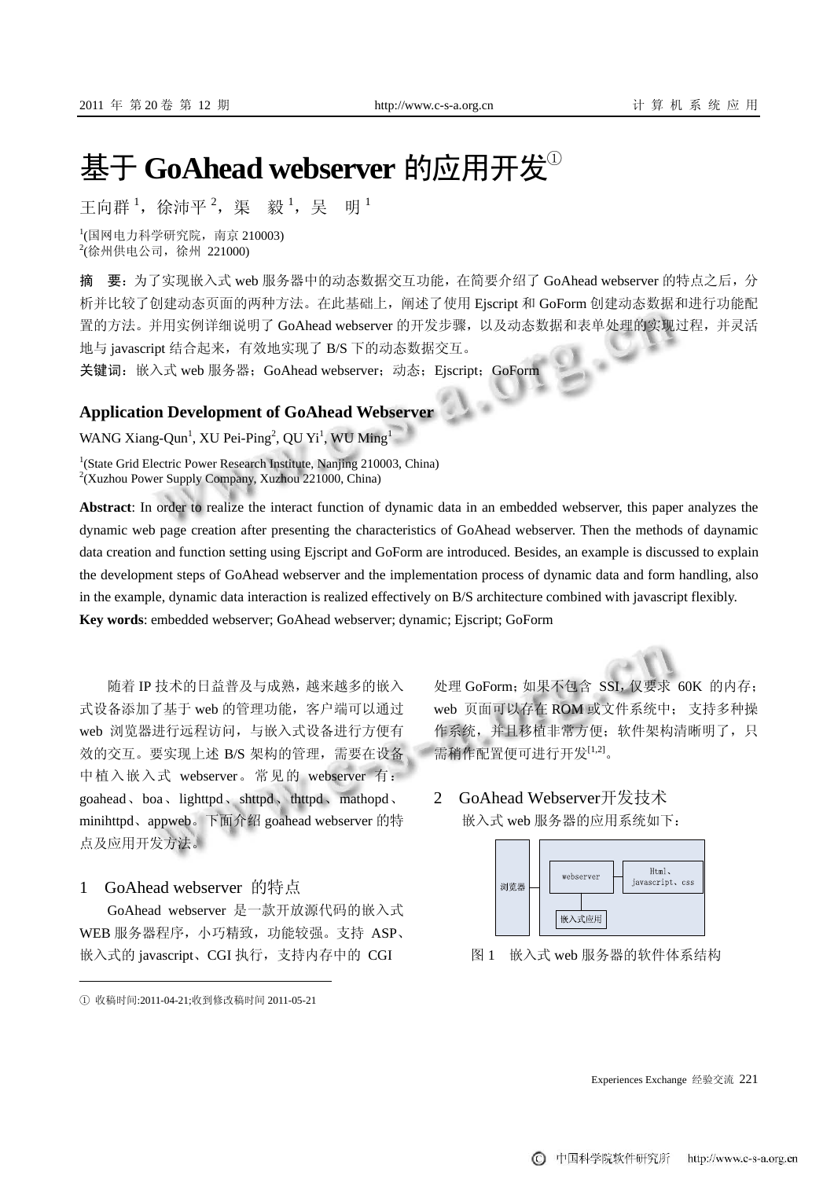# 基于 GoAhead webserver 的应用开发①

王向群 [1]，徐沛平 [2]，渠　毅 [1]，吴　明 [1]

[1](国网电力科学研究院，南京 210003)
[2](徐州供电公司，徐州 221000)

**摘　要**：为了实现嵌入式 web 服务器中的动态数据交互功能，在简要介绍了 GoAhead webserver 的特点之后，分析并比较了创建动态页面的两种方法。在此基础上，阐述了使用 Ejscript 和 GoForm 创建动态数据和进行功能配置的方法。并用实例详细说明了 GoAhead webserver 的开发步骤，以及动态数据和表单处理的实现过程，并灵活地与 javascript 结合起来，有效地实现了 B/S 下的动态数据交互。

**关键词**：嵌入式 web 服务器；GoAhead webserver；动态；Ejscript；GoForm

## Application Development of GoAhead Webserver

WANG Xiang-Qun[1], XU Pei-Ping[2], QU Yi[1], WU Ming[1]

[1](State Grid Electric Power Research Institute, Nanjing 210003, China)
[2](Xuzhou Power Supply Company, Xuzhou 221000, China)

**Abstract**: In order to realize the interact function of dynamic data in an embedded webserver, this paper analyzes the dynamic web page creation after presenting the characteristics of GoAhead webserver. Then the methods of daynamic data creation and function setting using Ejscript and GoForm are introduced. Besides, an example is discussed to explain the development steps of GoAhead webserver and the implementation process of dynamic data and form handling, also in the example, dynamic data interaction is realized effectively on B/S architecture combined with javascript flexibly.

**Key words**: embedded webserver; GoAhead webserver; dynamic; Ejscript; GoForm

随着 IP 技术的日益普及与成熟，越来越多的嵌入式设备添加了基于 web 的管理功能，客户端可以通过 web 浏览器进行远程访问，与嵌入式设备进行方便有效的交互。要实现上述 B/S 架构的管理，需要在设备中植入嵌入式 webserver。常见的 webserver 有：goahead、boa、lighttpd、shttpd、thttpd、mathopd、minihttpd、appweb。下面介绍 goahead webserver 的特点及应用开发方法。

## 1　GoAhead webserver 的特点

GoAhead webserver 是一款开放源代码的嵌入式 WEB 服务器程序，小巧精致，功能较强。支持 ASP、嵌入式的 javascript、CGI 执行，支持内存中的 CGI 处理 GoForm；如果不包含 SSI，仅要求 60K 的内存；web 页面可以存在 ROM 或文件系统中；支持多种操作系统，并且移植非常方便；软件架构清晰明了，只需稍作配置便可进行开发[1,2]。

## 2　GoAhead Webserver开发技术

嵌入式 web 服务器的应用系统如下：

| 浏览器 | webserver | Html、javascript、css |
|---|---|---|
| | 嵌入式应用 | |

图 1　嵌入式 web 服务器的软件体系结构

① 收稿时间:2011-04-21;收到修改稿时间 2011-05-21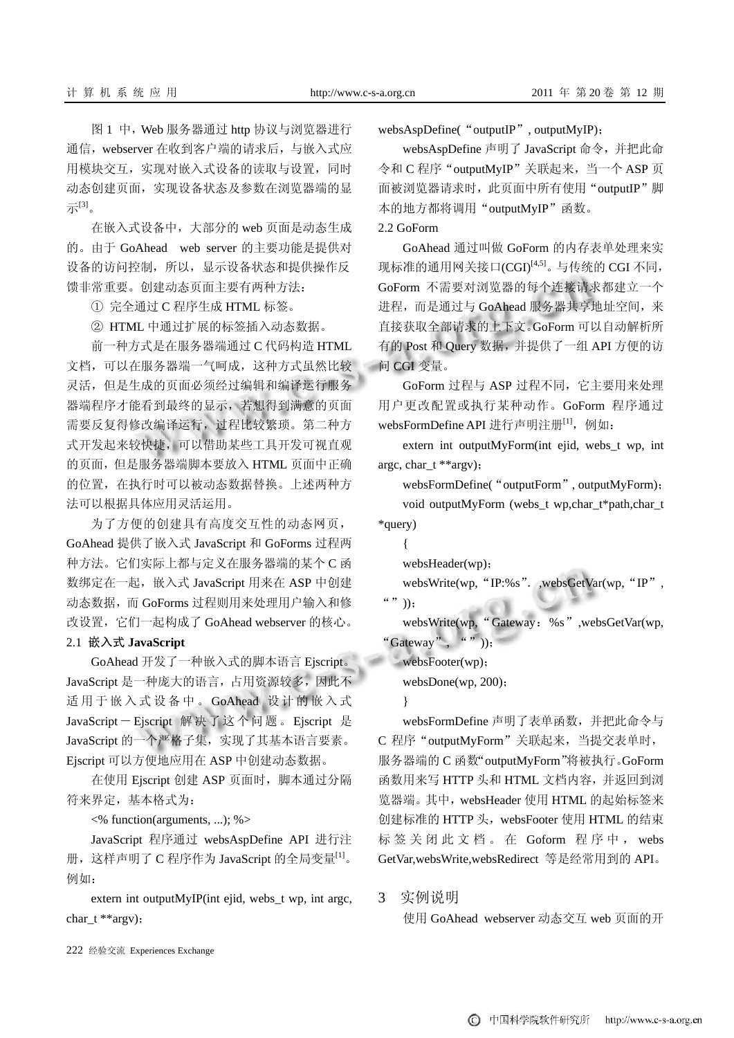图 1 中，Web 服务器通过 http 协议与浏览器进行通信，webserver 在收到客户端的请求后，与嵌入式应用模块交互，实现对嵌入式设备的读取与设置，同时动态创建页面，实现设备状态及参数在浏览器端的显示[3]。

在嵌入式设备中，大部分的 web 页面是动态生成的。由于 GoAhead web server 的主要功能是提供对设备的访问控制，所以，显示设备状态和提供操作反馈非常重要。创建动态页面主要有两种方法：

① 完全通过 C 程序生成 HTML 标签。

② HTML 中通过扩展的标签插入动态数据。

前一种方式是在服务器端通过 C 代码构造 HTML 文档，可以在服务器端一气呵成，这种方式虽然比较灵活，但是生成的页面必须经过编辑和编译运行服务器端程序才能看到最终的显示，若想得到满意的页面需要反复得修改编译运行，过程比较繁琐。第二种方式开发起来较快捷，可以借助某些工具开发可视直观的页面，但是服务器端脚本要放入 HTML 页面中正确的位置，在执行时可以被动态数据替换。上述两种方法可以根据具体应用灵活运用。

为了方便的创建具有高度交互性的动态网页，GoAhead 提供了嵌入式 JavaScript 和 GoForms 过程两种方法。它们实际上都与定义在服务器端的某个 C 函数绑定在一起，嵌入式 JavaScript 用来在 ASP 中创建动态数据，而 GoForms 过程则用来处理用户输入和修改设置，它们一起构成了 GoAhead webserver 的核心。

### 2.1 嵌入式 JavaScript

GoAhead 开发了一种嵌入式的脚本语言 Ejscript。JavaScript 是一种庞大的语言，占用资源较多，因此不适用于嵌入式设备中。GoAhead 设计的嵌入式 JavaScript－Ejscript 解决了这个问题。Ejscript 是 JavaScript 的一个严格子集，实现了其基本语言要素。Ejscript 可以方便地应用在 ASP 中创建动态数据。

在使用 Ejscript 创建 ASP 页面时，脚本通过分隔符来界定，基本格式为：

```
<% function(arguments, ...); %>
```

JavaScript 程序通过 websAspDefine API 进行注册，这样声明了 C 程序作为 JavaScript 的全局变量[1]。例如：

```
extern int outputMyIP(int ejid, webs_t wp, int argc, char_t **argv)；
websAspDefine(“outputIP”, outputMyIP)；
```

websAspDefine 声明了 JavaScript 命令，并把此命令和 C 程序“outputMyIP”关联起来，当一个 ASP 页面被浏览器请求时，此页面中所有使用“outputIP”脚本的地方都将调用“outputMyIP”函数。

### 2.2 GoForm

GoAhead 通过叫做 GoForm 的内存表单处理来实现标准的通用网关接口(CGI)[4,5]。与传统的 CGI 不同，GoForm 不需要对浏览器的每个连接请求都建立一个进程，而是通过与 GoAhead 服务器共享地址空间，来直接获取全部请求的上下文。GoForm 可以自动解析所有的 Post 和 Query 数据，并提供了一组 API 方便的访问 CGI 变量。

GoForm 过程与 ASP 过程不同，它主要用来处理用户更改配置或执行某种动作。GoForm 程序通过 websFormDefine API 进行声明注册[1]，例如：

```
extern int outputMyForm(int ejid, webs_t wp, int argc, char_t **argv)；
websFormDefine(“outputForm”, outputMyForm)；
void outputMyForm (webs_t wp,char_t*path,char_t *query)
{
websHeader(wp)；
websWrite(wp,“IP:%s”. ,websGetVar(wp,“IP”,“”))；
websWrite(wp,“Gateway：%s”,websGetVar(wp,“Gateway”, “”))；
websFooter(wp)；
websDone(wp, 200)；
}
```

websFormDefine 声明了表单函数，并把此命令与 C 程序“outputMyForm”关联起来，当提交表单时，服务器端的 C 函数“outputMyForm”将被执行。GoForm 函数用来写 HTTP 头和 HTML 文档内容，并返回到浏览器端。其中，websHeader 使用 HTML 的起始标签来创建标准的 HTTP 头，websFooter 使用 HTML 的结束标签关闭此文档。在 Goform 程序中，websGetVar,websWrite,websRedirect 等是经常用到的 API。

## 3 实例说明

使用 GoAhead webserver 动态交互 web 页面的开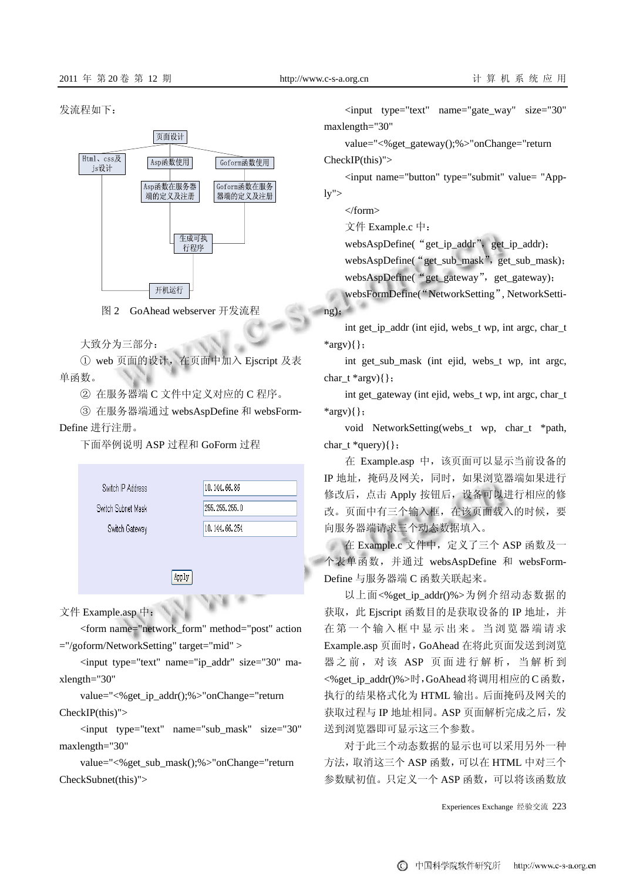发流程如下：

图 2　GoAhead webserver 开发流程

大致分为三部分：

① web 页面的设计，在页面中加入 Ejscript 及表单函数。

② 在服务器端 C 文件中定义对应的 C 程序。

③ 在服务器端通过 websAspDefine 和 websFormDefine 进行注册。

下面举例说明 ASP 过程和 GoForm 过程

文件 Example.asp 中：

```
<form name="network_form" method="post" action="/goform/NetworkSetting" target="mid" >
<input type="text" name="ip_addr" size="30" maxlength="30"
value="<%get_ip_addr();%>"onChange="return CheckIP(this)">
<input type="text" name="sub_mask" size="30" maxlength="30"
value="<%get_sub_mask();%>"onChange="return CheckSubnet(this)">
<input type="text" name="gate_way" size="30" maxlength="30"
value="<%get_gateway();%>"onChange="return CheckIP(this)">
<input name="button" type="submit" value= "Apply">
</form>
```

文件 Example.c 中：

```
websAspDefine(“get_ip_addr”, get_ip_addr);
websAspDefine(“get_sub_mask”, get_sub_mask);
websAspDefine(“get_gateway”, get_gateway);
websFormDefine(“NetworkSetting”, NetworkSetting);
int get_ip_addr (int ejid, webs_t wp, int argc, char_t *argv){};
int get_sub_mask (int ejid, webs_t wp, int argc, char_t *argv){};
int get_gateway (int ejid, webs_t wp, int argc, char_t *argv){};
void NetworkSetting(webs_t wp, char_t *path, char_t *query){};
```

在 Example.asp 中，该页面可以显示当前设备的 IP 地址，掩码及网关，同时，如果浏览器端如果进行修改后，点击 Apply 按钮后，设备可以进行相应的修改。页面中有三个输入框，在该页面载入的时候，要向服务器端请求三个动态数据填入。

在 Example.c 文件中，定义了三个 ASP 函数及一个表单函数，并通过 websAspDefine 和 websFormDefine 与服务器端 C 函数关联起来。

以上面<%get_ip_addr()%>为例介绍动态数据的获取，此 Ejscript 函数目的是获取设备的 IP 地址，并在第一个输入框中显示出来。当浏览器请求 Example.asp 页面时，GoAhead 在将此页面发送到浏览器之前，对该 ASP 页面进行解析，当解析到<%get_ip_addr()%>时，GoAhead 将调用相应的 C 函数，执行的结果格式化为 HTML 输出。后面掩码及网关的获取过程与 IP 地址相同。ASP 页面解析完成之后，发送到浏览器即可显示这三个参数。

对于此三个动态数据的显示也可以采用另外一种方法，取消这三个 ASP 函数，可以在 HTML 中对三个参数赋初值。只定义一个 ASP 函数，可以将该函数放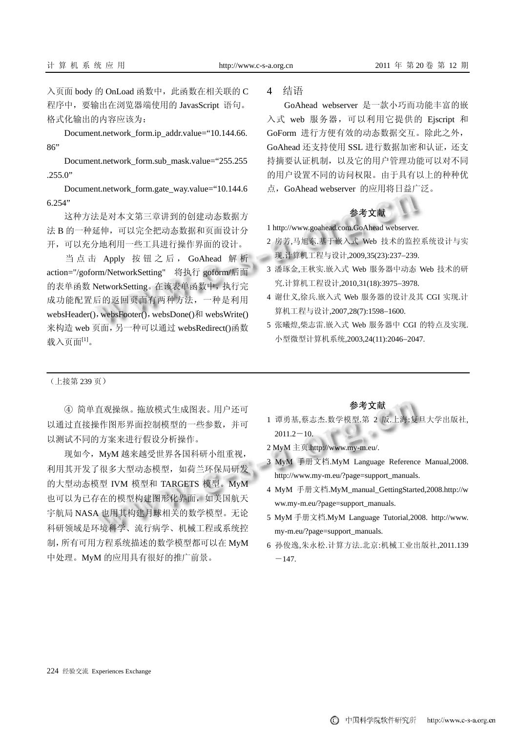入页面 body 的 OnLoad 函数中，此函数在相关联的 C 程序中，要输出在浏览器端使用的 JavasScript 语句。格式化输出的内容应该为：

Document.network_form.ip_addr.value=“10.144.66.86”

Document.network_form.sub_mask.value=“255.255.255.0”

Document.network_form.gate_way.value=“10.144.66.254”

这种方法是对本文第三章讲到的创建动态数据方法 B 的一种延伸，可以完全把动态数据和页面设计分开，可以充分地利用一些工具进行操作界面的设计。

当点击 Apply 按钮之后，GoAhead 解析 action="/goform/NetworkSetting" 将执行 goform/后面的表单函数 NetworkSetting。在该表单函数中，执行完成功能配置后的返回页面有两种方法，一种是利用 websHeader()，websFooter()，websDone()和 websWrite()来构造 web 页面，另一种可以通过 websRedirect()函数载入页面[1]。

## 4 结语

GoAhead webserver 是一款小巧而功能丰富的嵌入式 web 服务器，可以利用它提供的 Ejscript 和 GoForm 进行方便有效的动态数据交互。除此之外，GoAhead 还支持使用 SSL 进行数据加密和认证，还支持摘要认证机制，以及它的用户管理功能可以对不同的用户设置不同的访问权限。由于具有以上的种种优点，GoAhead webserver 的应用将日益广泛。

### 参考文献

1 http://www.goahead.com.GoAhead webserver.

2 房芳,马旭东.基于嵌入式 Web 技术的监控系统设计与实现.计算机工程与设计,2009,35(23):237–239.

3 潘琢金,王秋实.嵌入式 Web 服务器中动态 Web 技术的研究.计算机工程设计,2010,31(18):3975–3978.

4 谢仕义,徐兵.嵌入式 Web 服务器的设计及其 CGI 实现.计算机工程与设计,2007,28(7):1598–1600.

5 张曦煌,柴志雷.嵌入式 Web 服务器中 CGI 的特点及实现.小型微型计算机系统,2003,24(11):2046–2047.

---

（上接第 239 页）

④ 简单直观操纵。拖放模式生成图表。用户还可以通过直接操作图形界面控制模型的一些参数，并可以测试不同的方案来进行假设分析操作。

现如今，MyM 越来越受世界各国科研小组重视，利用其开发了很多大型动态模型，如荷兰环保局研发的大型动态模型 IVM 模型和 TARGETS 模型。MyM 也可以为已存在的模型构建图形化界面，如美国航天宇航局 NASA 也用其构建月球相关的数学模型。无论科研领域是环境科学、流行病学、机械工程或系统控制，所有可用方程系统描述的数学模型都可以在 MyM 中处理。MyM 的应用具有很好的推广前景。

### 参考文献

1 谭勇基,蔡志杰.数学模型.第 2 版.上海:复旦大学出版社,2011.2－10.

2 MyM 主页.http://www.my-m.eu/.

3 MyM 手册文档.MyM Language Reference Manual,2008. http://www.my-m.eu/?page=support_manuals.

4 MyM 手册文档.MyM_manual_GettingStarted,2008.http://www.my-m.eu/?page=support_manuals.

5 MyM 手册文档.MyM Language Tutorial,2008. http://www.my-m.eu/?page=support_manuals.

6 孙俊逸,朱永松.计算方法.北京:机械工业出版社,2011.139－147.